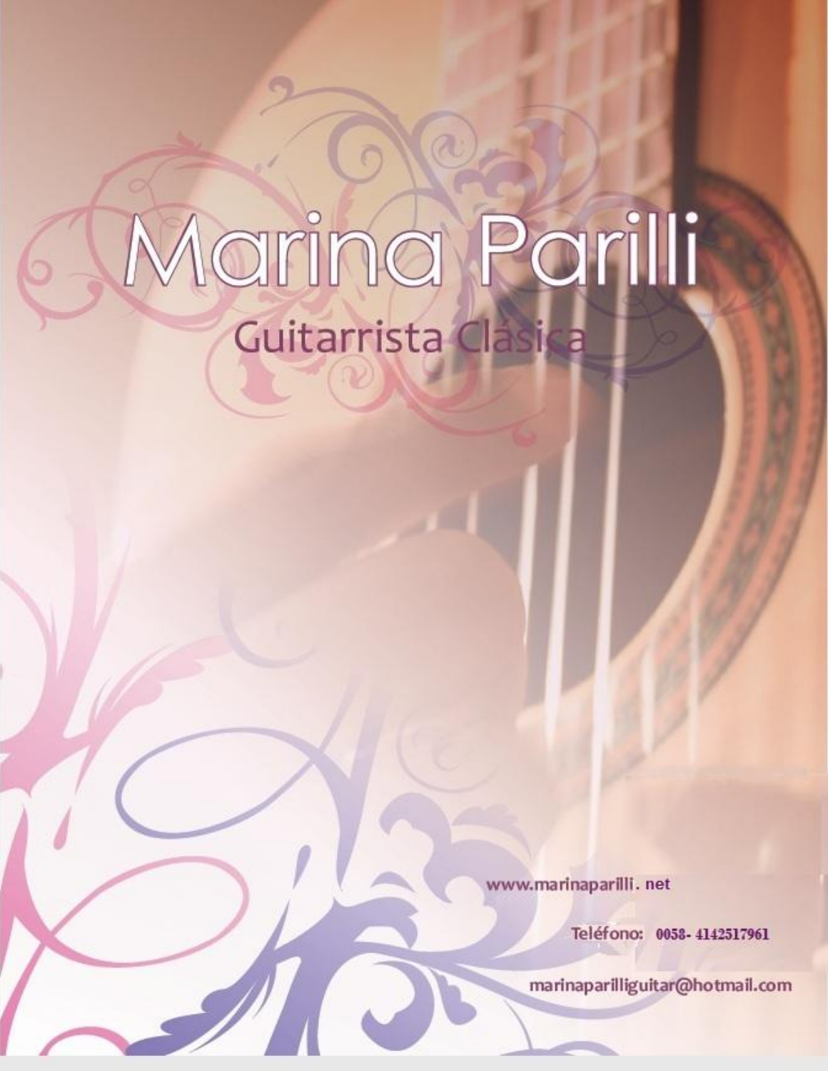# Marina Parilli

## Guitarrista Clásica

www.marinaparilli. net

Teléfono: 0058- 4142517961

marinaparilliguitar@hotmail.com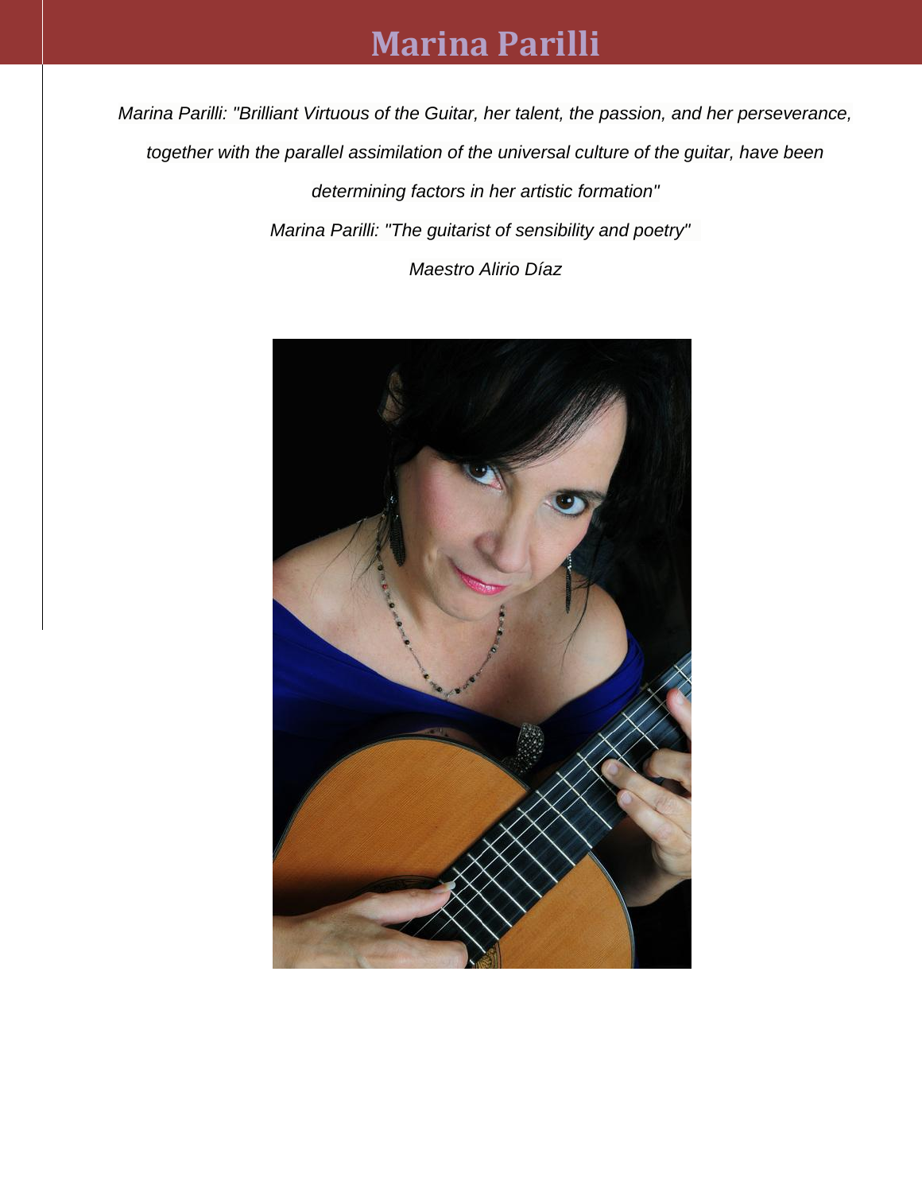# Marina Parilli

*Marina Parilli: "Brilliant Virtuous of the Guitar, her talent, the passion, and her perseverance, together with the parallel assimilation of the universal culture of the guitar, have been determining factors in her artistic formation"*

*Marina Parilli: "The guitarist of sensibility and poetry"*

*Maestro Alirio Díaz*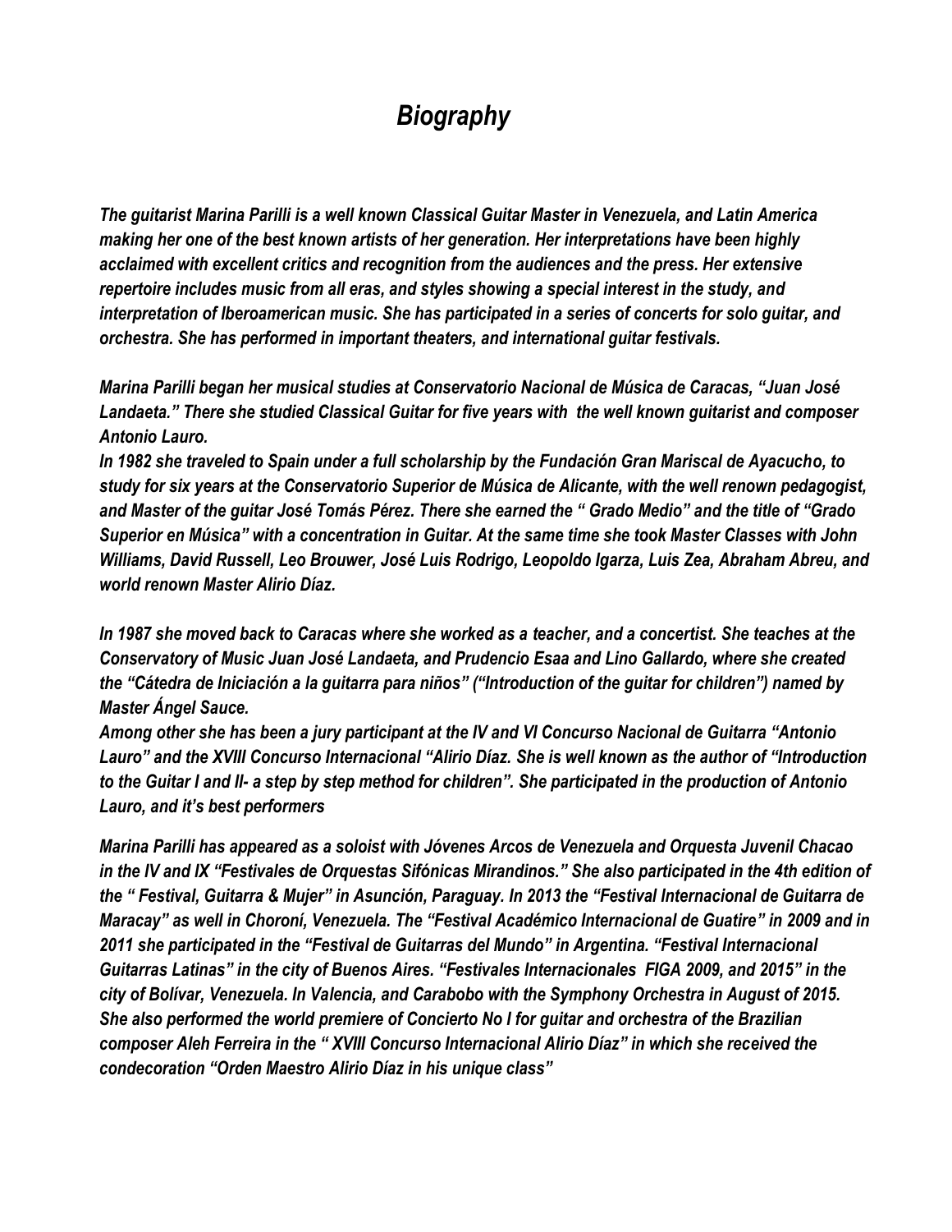# *Biography*

*The guitarist Marina Parilli is a well known Classical Guitar Master in Venezuela, and Latin America making her one of the best known artists of her generation. Her interpretations have been highly acclaimed with excellent critics and recognition from the audiences and the press. Her extensive repertoire includes music from all eras, and styles showing a special interest in the study, and interpretation of Iberoamerican music. She has participated in a series of concerts for solo guitar, and orchestra. She has performed in important theaters, and international guitar festivals.*

*Marina Parilli began her musical studies at Conservatorio Nacional de Música de Caracas, "Juan José Landaeta." There she studied Classical Guitar for five years with the well known guitarist and composer Antonio Lauro.*
*In 1982 she traveled to Spain under a full scholarship by the Fundación Gran Mariscal de Ayacucho, to study for six years at the Conservatorio Superior de Música de Alicante, with the well renown pedagogist, and Master of the guitar José Tomás Pérez. There she earned the " Grado Medio" and the title of "Grado Superior en Música" with a concentration in Guitar. At the same time she took Master Classes with John Williams, David Russell, Leo Brouwer, José Luis Rodrigo, Leopoldo Igarza, Luis Zea, Abraham Abreu, and world renown Master Alirio Díaz.*

*In 1987 she moved back to Caracas where she worked as a teacher, and a concertist. She teaches at the Conservatory of Music Juan José Landaeta, and Prudencio Esaa and Lino Gallardo, where she created the "Cátedra de Iniciación a la guitarra para niños" ("Introduction of the guitar for children") named by Master Ángel Sauce.*
*Among other she has been a jury participant at the IV and VI Concurso Nacional de Guitarra "Antonio Lauro" and the XVIII Concurso Internacional "Alirio Díaz. She is well known as the author of "Introduction to the Guitar I and II- a step by step method for children". She participated in the production of Antonio Lauro, and it's best performers*

*Marina Parilli has appeared as a soloist with Jóvenes Arcos de Venezuela and Orquesta Juvenil Chacao in the IV and IX "Festivales de Orquestas Sifónicas Mirandinos." She also participated in the 4th edition of the " Festival, Guitarra & Mujer" in Asunción, Paraguay. In 2013 the "Festival Internacional de Guitarra de Maracay" as well in Choroní, Venezuela. The "Festival Académico Internacional de Guatire" in 2009 and in 2011 she participated in the "Festival de Guitarras del Mundo" in Argentina. "Festival Internacional Guitarras Latinas" in the city of Buenos Aires. "Festivales Internacionales FIGA 2009, and 2015" in the city of Bolívar, Venezuela. In Valencia, and Carabobo with the Symphony Orchestra in August of 2015. She also performed the world premiere of Concierto No I for guitar and orchestra of the Brazilian composer Aleh Ferreira in the " XVIII Concurso Internacional Alirio Díaz" in which she received the condecoration "Orden Maestro Alirio Díaz in his unique class"*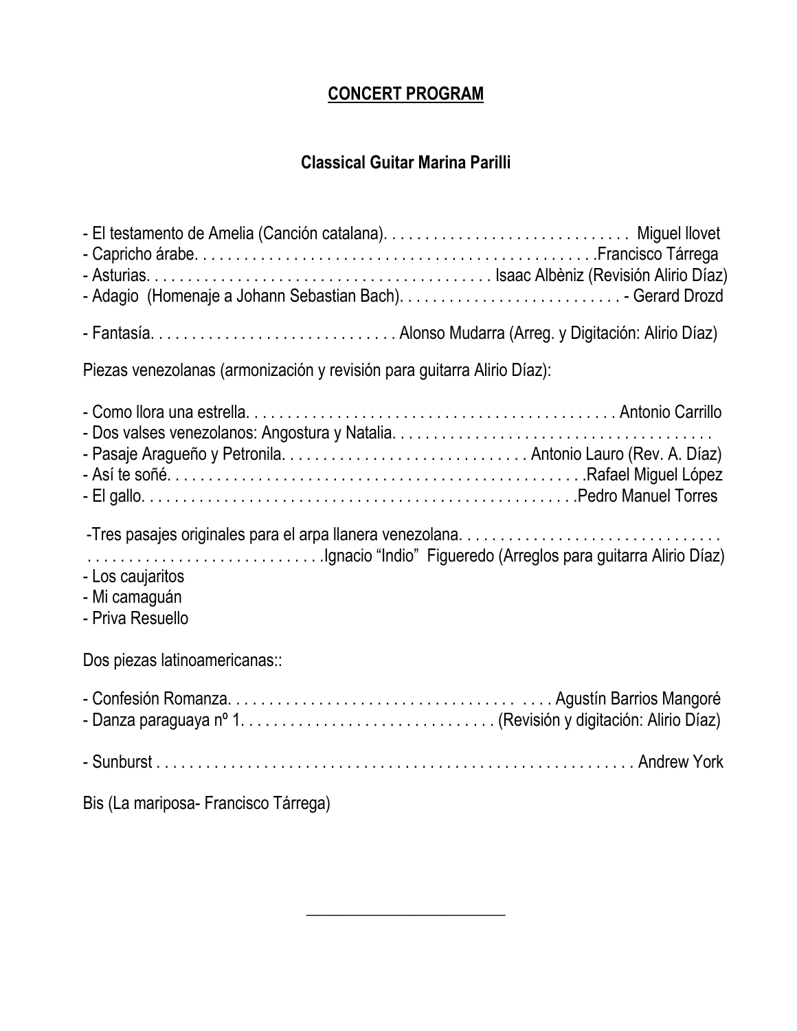# CONCERT PROGRAM

## Classical Guitar Marina Parilli

- El testamento de Amelia (Canción catalana). . . . . . . . . . . . . . . . . . . . . . . . . . . . . . Miguel llovet
- Capricho árabe. . . . . . . . . . . . . . . . . . . . . . . . . . . . . . . . . . . . . . . . . . . . . . . . .Francisco Tárrega
- Asturias. . . . . . . . . . . . . . . . . . . . . . . . . . . . . . . . . . . . . . . . . . Isaac Albèniz (Revisión Alirio Díaz)
- Adagio (Homenaje a Johann Sebastian Bach). . . . . . . . . . . . . . . . . . . . . . . . . . . - Gerard Drozd

- Fantasía. . . . . . . . . . . . . . . . . . . . . . . . . . . . . Alonso Mudarra (Arreg. y Digitación: Alirio Díaz)

Piezas venezolanas (armonización y revisión para guitarra Alirio Díaz):

- Como llora una estrella. . . . . . . . . . . . . . . . . . . . . . . . . . . . . . . . . . . . . . . . . . . . . Antonio Carrillo
- Dos valses venezolanos: Angostura y Natalia. . . . . . . . . . . . . . . . . . . . . . . . . . . . . . . . . . . . . . .
- Pasaje Aragueño y Petronila. . . . . . . . . . . . . . . . . . . . . . . . . . . . . Antonio Lauro (Rev. A. Díaz)
- Así te soñé. . . . . . . . . . . . . . . . . . . . . . . . . . . . . . . . . . . . . . . . . . . . . . . . . . .Rafael Miguel López
- El gallo. . . . . . . . . . . . . . . . . . . . . . . . . . . . . . . . . . . . . . . . . . . . . . . . . . . .Pedro Manuel Torres

-Tres pasajes originales para el arpa llanera venezolana. . . . . . . . . . . . . . . . . . . . . . . . . . . . . . . . . . . . . . . . . . . . . . . . . . . . . . . . . . . . . .Ignacio "Indio" Figueredo (Arreglos para guitarra Alirio Díaz)
- Los caujaritos
- Mi camaguán
- Priva Resuello

Dos piezas latinoamericanas::

- Confesión Romanza. . . . . . . . . . . . . . . . . . . . . . . . . . . . . . . . . . . . . . . . Agustín Barrios Mangoré
- Danza paraguaya nº 1. . . . . . . . . . . . . . . . . . . . . . . . . . . . . . (Revisión y digitación: Alirio Díaz)

- Sunburst . . . . . . . . . . . . . . . . . . . . . . . . . . . . . . . . . . . . . . . . . . . . . . . . . . . . . . . . . Andrew York

Bis (La mariposa- Francisco Tárrega)

---